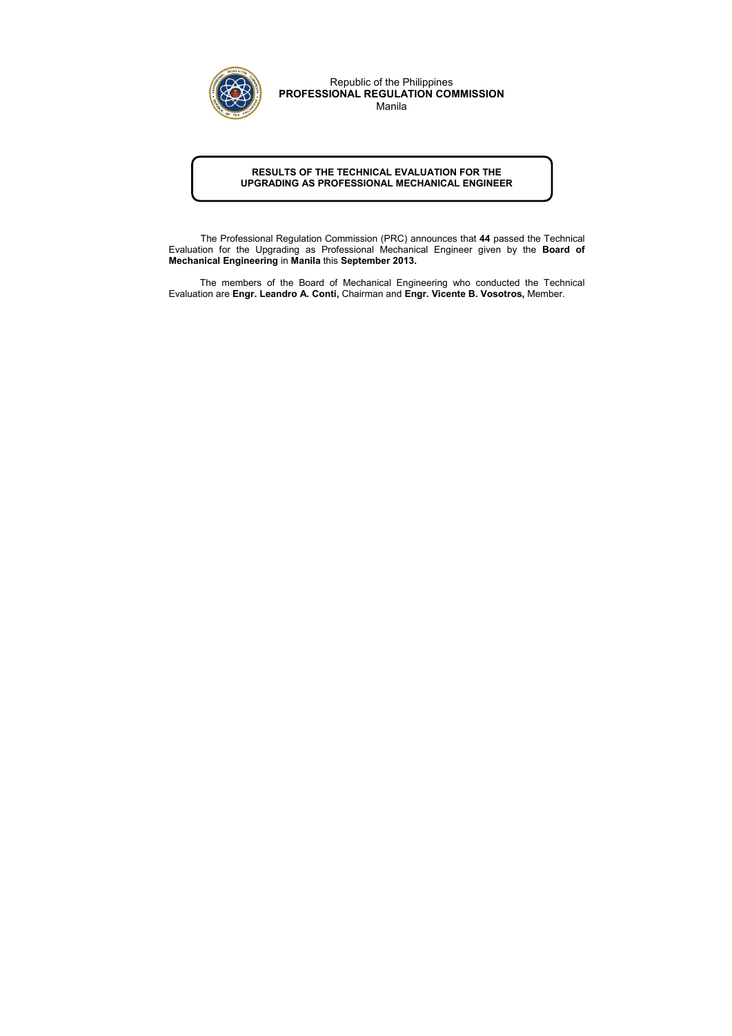Republic of the Philippines
**PROFESSIONAL REGULATION COMMISSION**
Manila

## RESULTS OF THE TECHNICAL EVALUATION FOR THE UPGRADING AS PROFESSIONAL MECHANICAL ENGINEER

The Professional Regulation Commission (PRC) announces that **44** passed the Technical Evaluation for the Upgrading as Professional Mechanical Engineer given by the **Board of Mechanical Engineering** in **Manila** this **September 2013.**

The members of the Board of Mechanical Engineering who conducted the Technical Evaluation are **Engr. Leandro A. Conti,** Chairman and **Engr. Vicente B. Vosotros,** Member.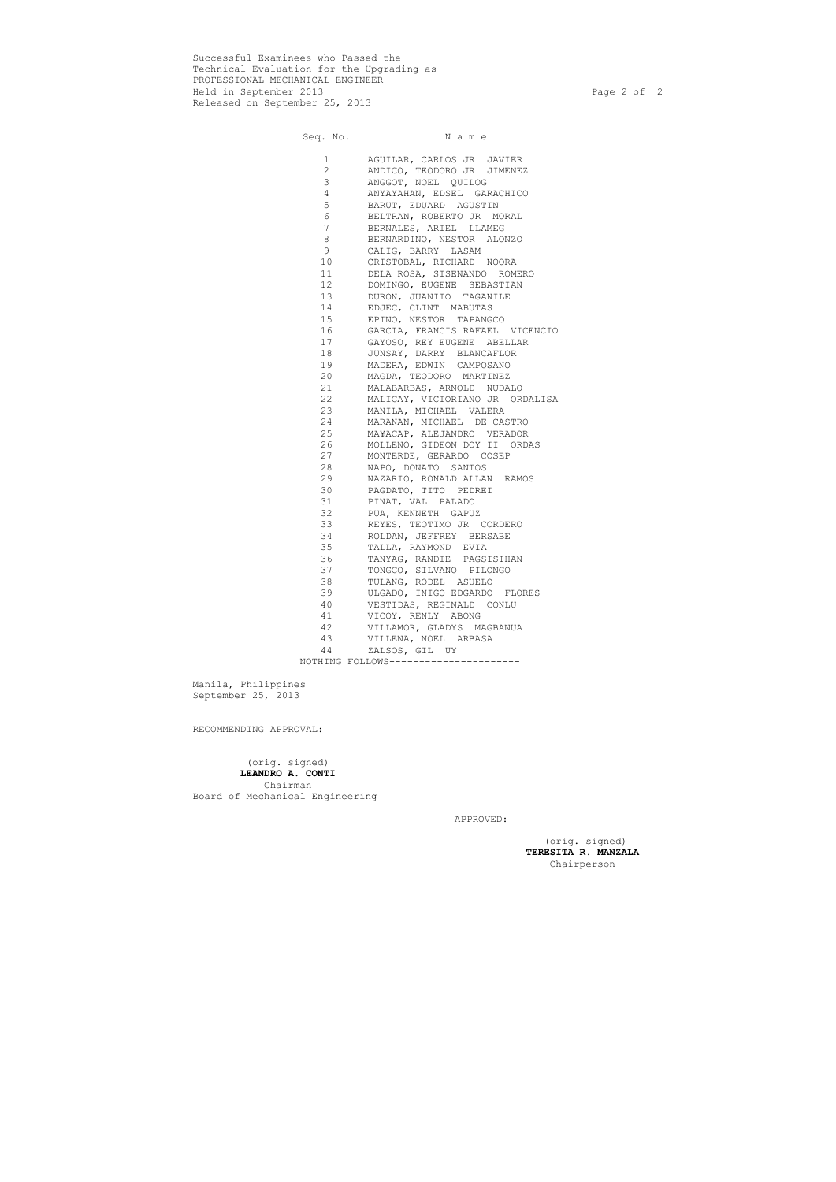Successful Examinees who Passed the
Technical Evaluation for the Upgrading as
PROFESSIONAL MECHANICAL ENGINEER
Held in September 2013
Released on September 25, 2013

| Seq. No. | N a m e |
|---|---|
| 1 | AGUILAR, CARLOS JR JAVIER |
| 2 | ANDICO, TEODORO JR JIMENEZ |
| 3 | ANGGOT, NOEL QUILOG |
| 4 | ANYAYAHAN, EDSEL GARACHICO |
| 5 | BARUT, EDUARD AGUSTIN |
| 6 | BELTRAN, ROBERTO JR MORAL |
| 7 | BERNALES, ARIEL LLAMEG |
| 8 | BERNARDINO, NESTOR ALONZO |
| 9 | CALIG, BARRY LASAM |
| 10 | CRISTOBAL, RICHARD NOORA |
| 11 | DELA ROSA, SISENANDO ROMERO |
| 12 | DOMINGO, EUGENE SEBASTIAN |
| 13 | DURON, JUANITO TAGANILE |
| 14 | EDJEC, CLINT MABUTAS |
| 15 | EPINO, NESTOR TAPANGCO |
| 16 | GARCIA, FRANCIS RAFAEL VICENCIO |
| 17 | GAYOSO, REY EUGENE ABELLAR |
| 18 | JUNSAY, DARRY BLANCAFLOR |
| 19 | MADERA, EDWIN CAMPOSANO |
| 20 | MAGDA, TEODORO MARTINEZ |
| 21 | MALABARBAS, ARNOLD NUDALO |
| 22 | MALICAY, VICTORIANO JR ORDALISA |
| 23 | MANILA, MICHAEL VALERA |
| 24 | MARANAN, MICHAEL DE CASTRO |
| 25 | MA¥ACAP, ALEJANDRO VERADOR |
| 26 | MOLLENO, GIDEON DOY II ORDAS |
| 27 | MONTERDE, GERARDO COSEP |
| 28 | NAPO, DONATO SANTOS |
| 29 | NAZARIO, RONALD ALLAN RAMOS |
| 30 | PAGDATO, TITO PEDREI |
| 31 | PINAT, VAL PALADO |
| 32 | PUA, KENNETH GAPUZ |
| 33 | REYES, TEOTIMO JR CORDERO |
| 34 | ROLDAN, JEFFREY BERSABE |
| 35 | TALLA, RAYMOND EVIA |
| 36 | TANYAG, RANDIE PAGSISIHAN |
| 37 | TONGCO, SILVANO PILONGO |
| 38 | TULANG, RODEL ASUELO |
| 39 | ULGADO, INIGO EDGARDO FLORES |
| 40 | VESTIDAS, REGINALD CONLU |
| 41 | VICOY, RENLY ABONG |
| 42 | VILLAMOR, GLADYS MAGBANUA |
| 43 | VILLENA, NOEL ARBASA |
| 44 | ZALSOS, GIL UY |

NOTHING FOLLOWS----------------------

Manila, Philippines
September 25, 2013

RECOMMENDING APPROVAL:

(orig. signed)
**LEANDRO A. CONTI**
Chairman
Board of Mechanical Engineering

APPROVED:

(orig. signed)
**TERESITA R. MANZALA**
Chairperson